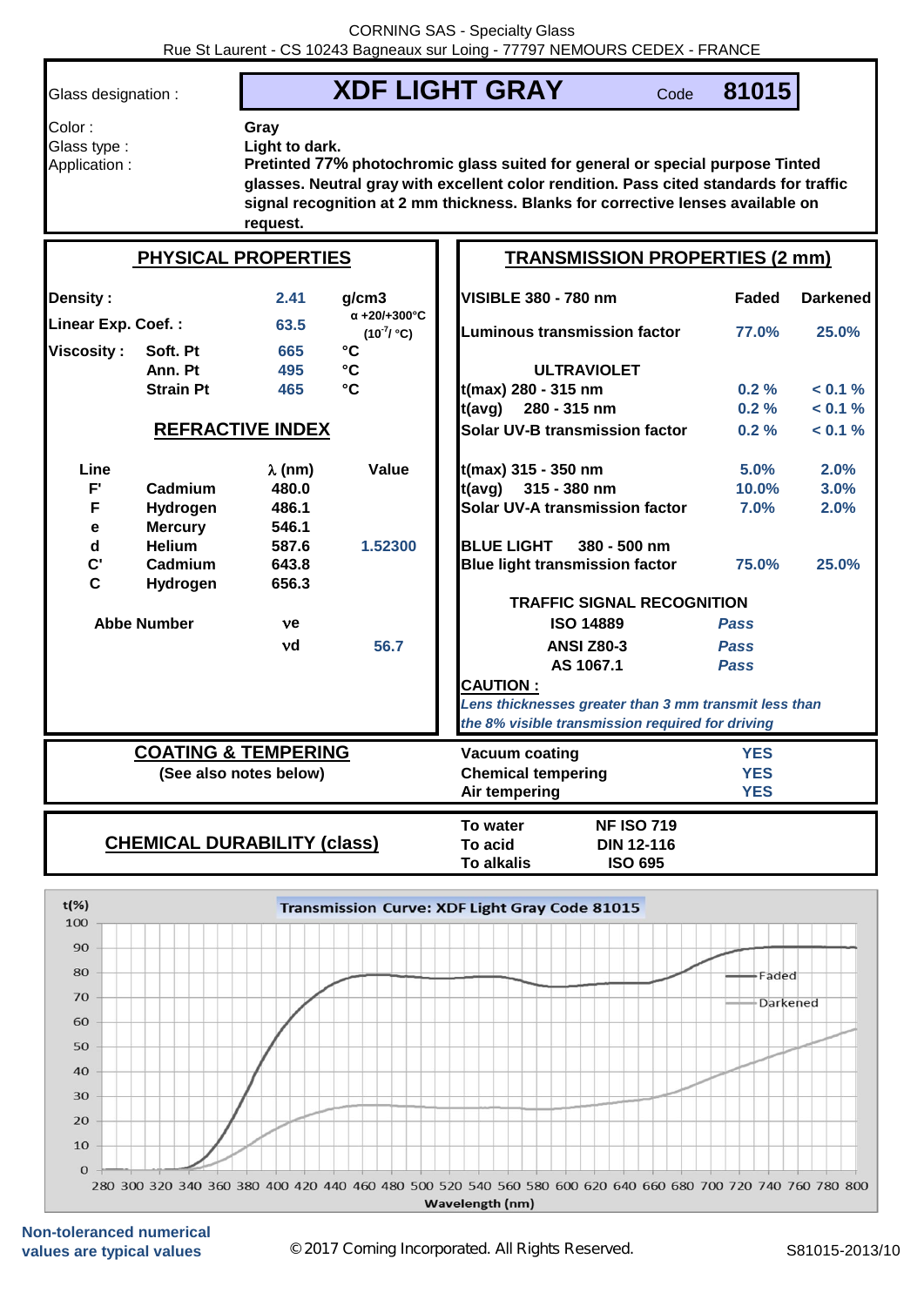CORNING SAS - Specialty Glass
Rue St Laurent - CS 10243 Bagneaux sur Loing - 77797 NEMOURS CEDEX - FRANCE

| Glass designation : | **XDF LIGHT GRAY** | Code **81015** |
|---|---|---|

**Color :** Gray

**Glass type :** Light to dark.

**Application :** Pretinted 77% photochromic glass suited for general or special purpose Tinted glasses. Neutral gray with excellent color rendition. Pass cited standards for traffic signal recognition at 2 mm thickness. Blanks for corrective lenses available on request.

## PHYSICAL PROPERTIES

| Property | | Value | Unit |
|---|---|---|---|
| **Density :** | | 2.41 | g/cm3 |
| **Linear Exp. Coef. :** | | 63.5 | α +20/+300°C ($10^{-7}$/ °C) |
| **Viscosity :** | Soft. Pt | 665 | °C |
| | Ann. Pt | 495 | °C |
| | Strain Pt | 465 | °C |

## REFRACTIVE INDEX

| Line | | λ (nm) | Value |
|---|---|---|---|
| F' | Cadmium | 480.0 | |
| F | Hydrogen | 486.1 | |
| e | Mercury | 546.1 | |
| d | Helium | 587.6 | 1.52300 |
| C' | Cadmium | 643.8 | |
| C | Hydrogen | 656.3 | |
| **Abbe Number** | | νe | |
| | | νd | 56.7 |

## TRANSMISSION PROPERTIES (2 mm)

| VISIBLE 380 - 780 nm | Faded | Darkened |
|---|---|---|
| Luminous transmission factor | 77.0% | 25.0% |
| **ULTRAVIOLET** | | |
| t(max) 280 - 315 nm | 0.2 % | < 0.1 % |
| t(avg) 280 - 315 nm | 0.2 % | < 0.1 % |
| Solar UV-B transmission factor | 0.2 % | < 0.1 % |
| t(max) 315 - 350 nm | 5.0% | 2.0% |
| t(avg) 315 - 380 nm | 10.0% | 3.0% |
| Solar UV-A transmission factor | 7.0% | 2.0% |
| **BLUE LIGHT 380 - 500 nm** | | |
| Blue light transmission factor | 75.0% | 25.0% |

**TRAFFIC SIGNAL RECOGNITION**

| Standard | Result |
|---|---|
| ISO 14889 | *Pass* |
| ANSI Z80-3 | *Pass* |
| AS 1067.1 | *Pass* |

**CAUTION :**
*Lens thicknesses greater than 3 mm transmit less than the 8% visible transmission required for driving*

## COATING & TEMPERING

(See also notes below)

| | |
|---|---|
| Vacuum coating | YES |
| Chemical tempering | YES |
| Air tempering | YES |

## CHEMICAL DURABILITY (class)

| | |
|---|---|
| To water | NF ISO 719 |
| To acid | DIN 12-116 |
| To alkalis | ISO 695 |

**Transmission Curve: XDF Light Gray Code 81015**

(Chart: t(%) 0–100 vs Wavelength (nm) 280–800; curves: Faded, Darkened)

**Non-toleranced numerical values are typical values**

© 2017 Corning Incorporated. All Rights Reserved.

S81015-2013/10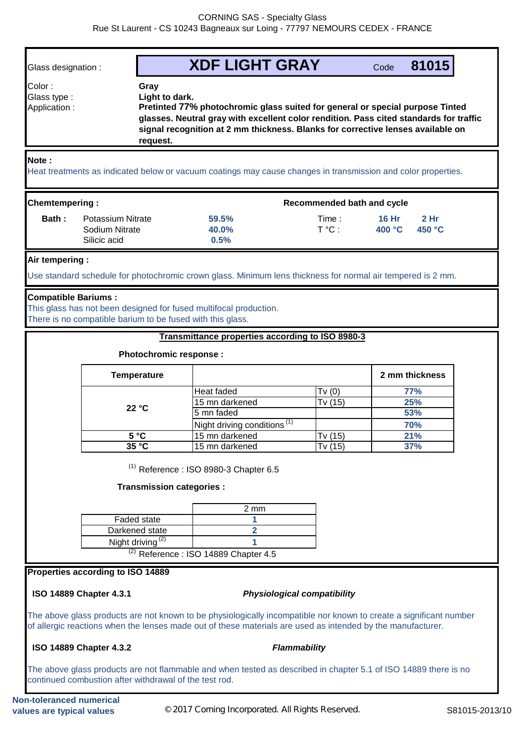CORNING SAS - Specialty Glass
Rue St Laurent - CS 10243 Bagneaux sur Loing - 77797 NEMOURS CEDEX - FRANCE

| | | | |
|---|---|---|---|
| Glass designation : | **XDF LIGHT GRAY** | Code | **81015** |

Color : **Gray**

Glass type : **Light to dark.**

Application : **Pretinted 77% photochromic glass suited for general or special purpose Tinted glasses. Neutral gray with excellent color rendition. Pass cited standards for traffic signal recognition at 2 mm thickness. Blanks for corrective lenses available on request.**

**Note :**

Heat treatments as indicated below or vacuum coatings may cause changes in transmission and color properties.

**Chemtempering :** **Recommended bath and cycle**

| | | | | | |
|---|---|---|---|---|---|
| **Bath :** | Potassium Nitrate | **59.5%** | Time : | **16 Hr** | **2 Hr** |
| | Sodium Nitrate | **40.0%** | T °C : | **400 °C** | **450 °C** |
| | Silicic acid | **0.5%** | | | |

**Air tempering :**

Use standard schedule for photochromic crown glass. Minimum lens thickness for normal air tempered is 2 mm.

**Compatible Bariums :**

This glass has not been designed for fused multifocal production.
There is no compatible barium to be fused with this glass.

**Transmittance properties according to ISO 8980-3**

**Photochromic response :**

| **Temperature** | | | **2 mm thickness** |
|---|---|---|---|
| **22 °C** | Heat faded | Tv (0) | **77%** |
| | 15 mn darkened | Tv (15) | **25%** |
| | 5 mn faded | | **53%** |
| | Night driving conditions [1] | | **70%** |
| **5 °C** | 15 mn darkened | Tv (15) | **21%** |
| **35 °C** | 15 mn darkened | Tv (15) | **37%** |

[1] Reference : ISO 8980-3 Chapter 6.5

**Transmission categories :**

| | 2 mm |
|---|---|
| Faded state | **1** |
| Darkened state | **2** |
| Night driving [2] | **1** |

[2] Reference : ISO 14889 Chapter 4.5

**Properties according to ISO 14889**

**ISO 14889 Chapter 4.3.1** ***Physiological compatibility***

The above glass products are not known to be physiologically incompatible nor known to create a significant number of allergic reactions when the lenses made out of these materials are used as intended by the manufacturer.

**ISO 14889 Chapter 4.3.2** ***Flammability***

The above glass products are not flammable and when tested as described in chapter 5.1 of ISO 14889 there is no continued combustion after withdrawal of the test rod.

**Non-toleranced numerical values are typical values**

© 2017 Corning Incorporated. All Rights Reserved.

S81015-2013/10